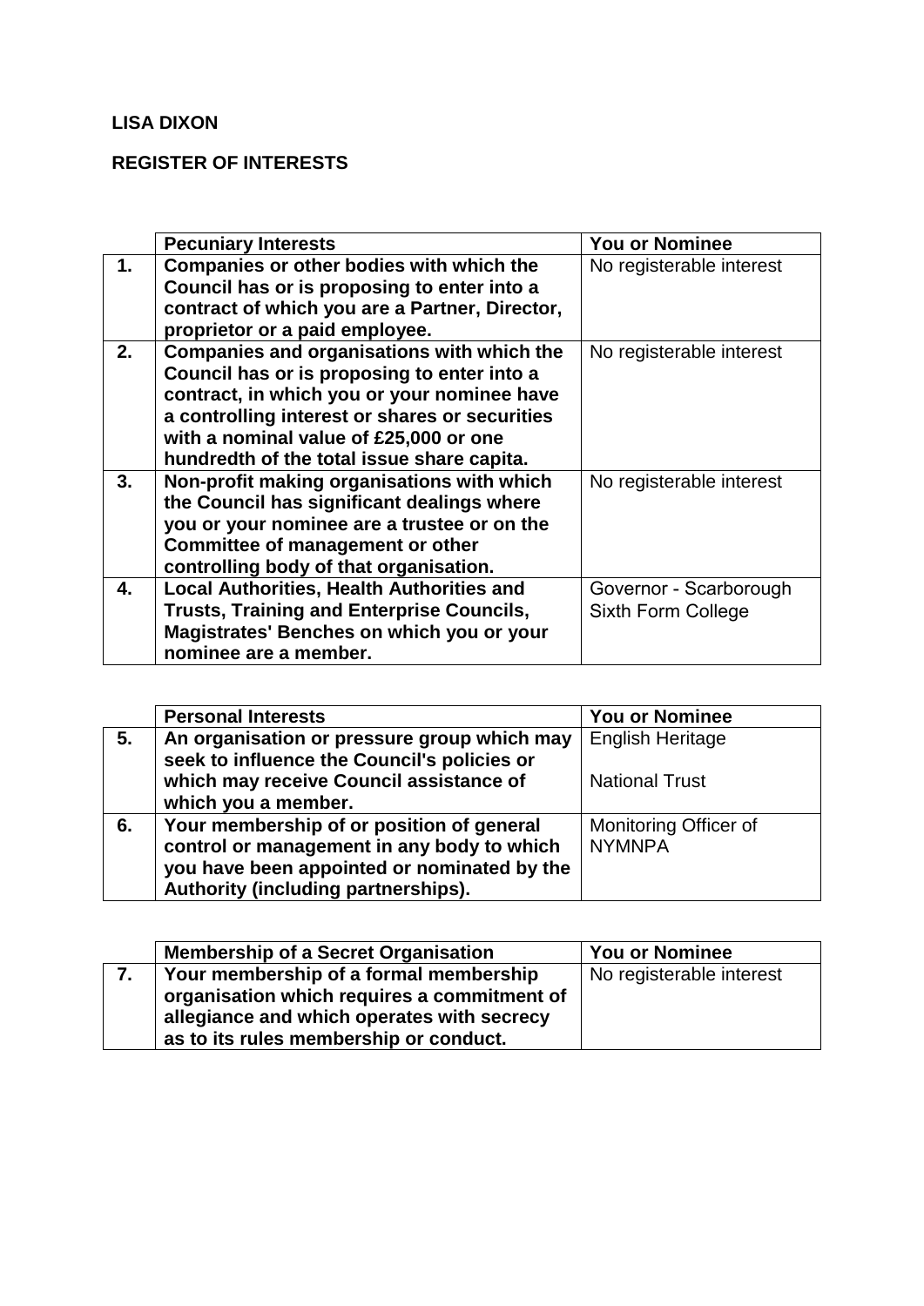**LISA DIXON**

**REGISTER OF INTERESTS**

| | **Pecuniary Interests** | **You or Nominee** |
|---|---|---|
| **1.** | **Companies or other bodies with which the Council has or is proposing to enter into a contract of which you are a Partner, Director, proprietor or a paid employee.** | No registerable interest |
| **2.** | **Companies and organisations with which the Council has or is proposing to enter into a contract, in which you or your nominee have a controlling interest or shares or securities with a nominal value of £25,000 or one hundredth of the total issue share capita.** | No registerable interest |
| **3.** | **Non-profit making organisations with which the Council has significant dealings where you or your nominee are a trustee or on the Committee of management or other controlling body of that organisation.** | No registerable interest |
| **4.** | **Local Authorities, Health Authorities and Trusts, Training and Enterprise Councils, Magistrates' Benches on which you or your nominee are a member.** | Governor - Scarborough Sixth Form College |

| | **Personal Interests** | **You or Nominee** |
|---|---|---|
| **5.** | **An organisation or pressure group which may seek to influence the Council's policies or which may receive Council assistance of which you a member.** | English Heritage<br><br>National Trust |
| **6.** | **Your membership of or position of general control or management in any body to which you have been appointed or nominated by the Authority (including partnerships).** | Monitoring Officer of NYMNPA |

| | **Membership of a Secret Organisation** | **You or Nominee** |
|---|---|---|
| **7.** | **Your membership of a formal membership organisation which requires a commitment of allegiance and which operates with secrecy as to its rules membership or conduct.** | No registerable interest |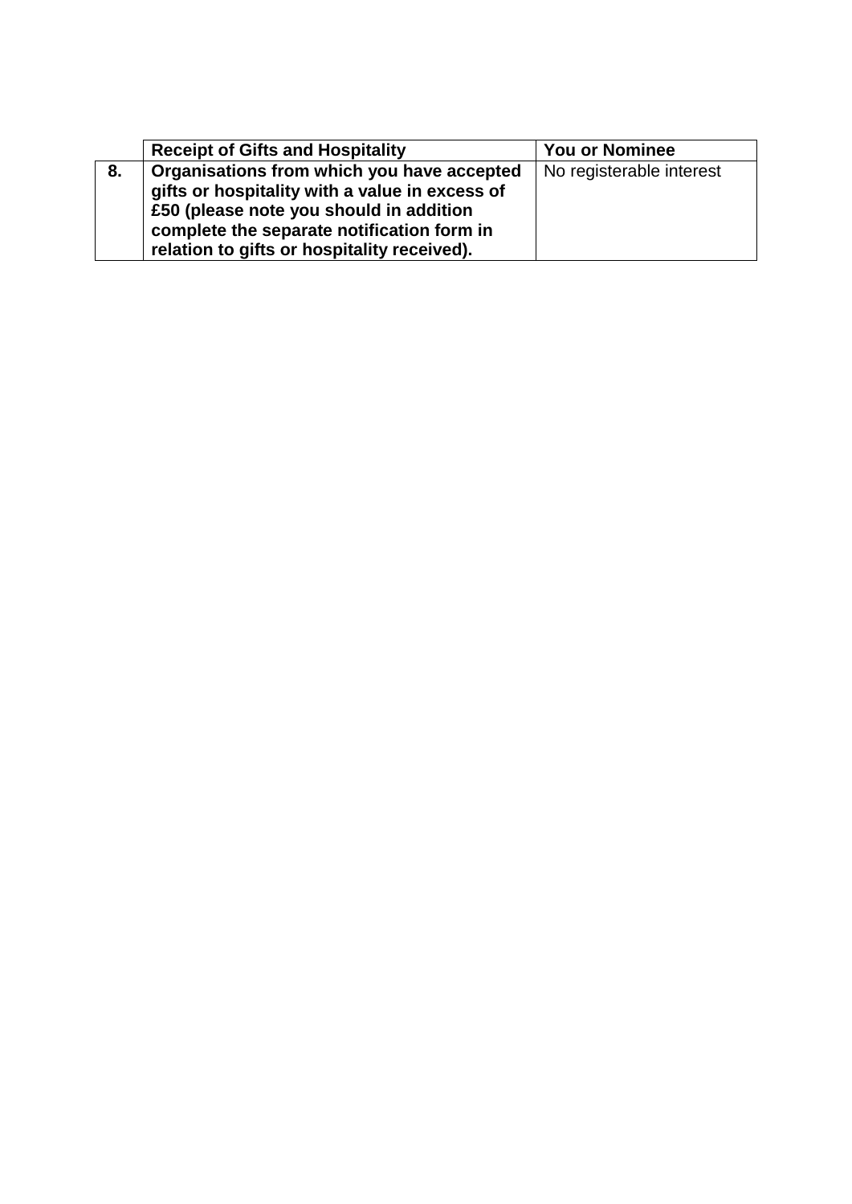| | Receipt of Gifts and Hospitality | You or Nominee |
|---|---|---|
| **8.** | **Organisations from which you have accepted gifts or hospitality with a value in excess of £50 (please note you should in addition complete the separate notification form in relation to gifts or hospitality received).** | No registerable interest |